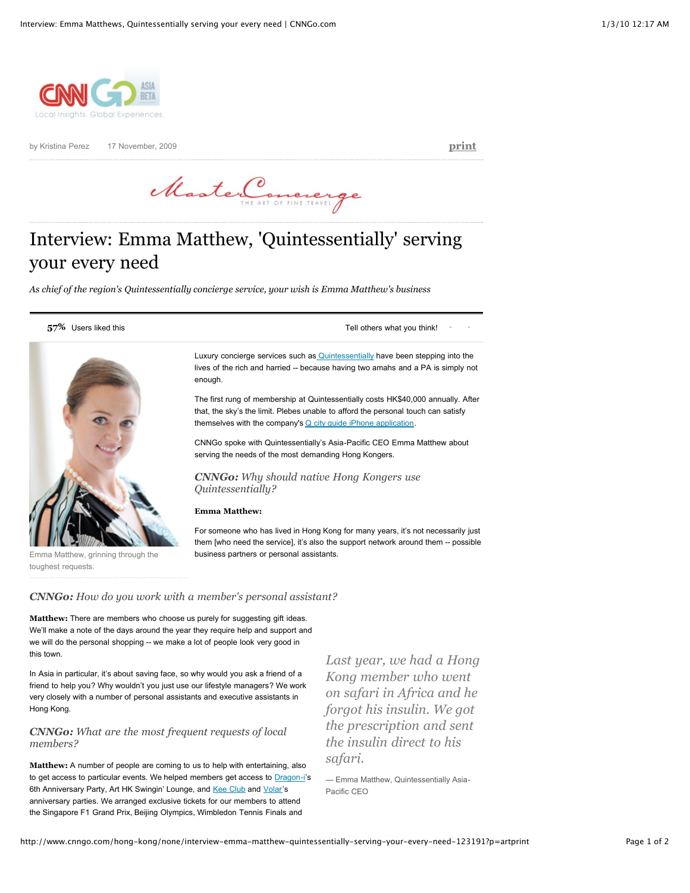by Kristina Perez 17 November, 2009

# Interview: Emma Matthew, 'Quintessentially' serving your every need

*As chief of the region's Quintessentially concierge service, your wish is Emma Matthew's business*

**57%** Users liked this

Tell others what you think!

Emma Matthew, grinning through the toughest requests.

Luxury concierge services such as Quintessentially have been stepping into the lives of the rich and harried -- because having two amahs and a PA is simply not enough.

The first rung of membership at Quintessentially costs HK$40,000 annually. After that, the sky's the limit. Plebes unable to afford the personal touch can satisfy themselves with the company's Q city guide iPhone application.

CNNGo spoke with Quintessentially's Asia-Pacific CEO Emma Matthew about serving the needs of the most demanding Hong Kongers.

### *CNNGo: Why should native Hong Kongers use Quintessentially?*

**Emma Matthew:**

For someone who has lived in Hong Kong for many years, it's not necessarily just them [who need the service], it's also the support network around them -- possible business partners or personal assistants.

### *CNNGo: How do you work with a member's personal assistant?*

**Matthew:** There are members who choose us purely for suggesting gift ideas. We'll make a note of the days around the year they require help and support and we will do the personal shopping -- we make a lot of people look very good in this town.

In Asia in particular, it's about saving face, so why would you ask a friend of a friend to help you? Why wouldn't you just use our lifestyle managers? We work very closely with a number of personal assistants and executive assistants in Hong Kong.

> *Last year, we had a Hong Kong member who went on safari in Africa and he forgot his insulin. We got the prescription and sent the insulin direct to his safari.*
>
> — Emma Matthew, Quintessentially Asia-Pacific CEO

### *CNNGo: What are the most frequent requests of local members?*

**Matthew:** A number of people are coming to us to help with entertaining, also to get access to particular events. We helped members get access to Dragon-i's 6th Anniversary Party, Art HK Swingin' Lounge, and Kee Club and Volar's anniversary parties. We arranged exclusive tickets for our members to attend the Singapore F1 Grand Prix, Beijing Olympics, Wimbledon Tennis Finals and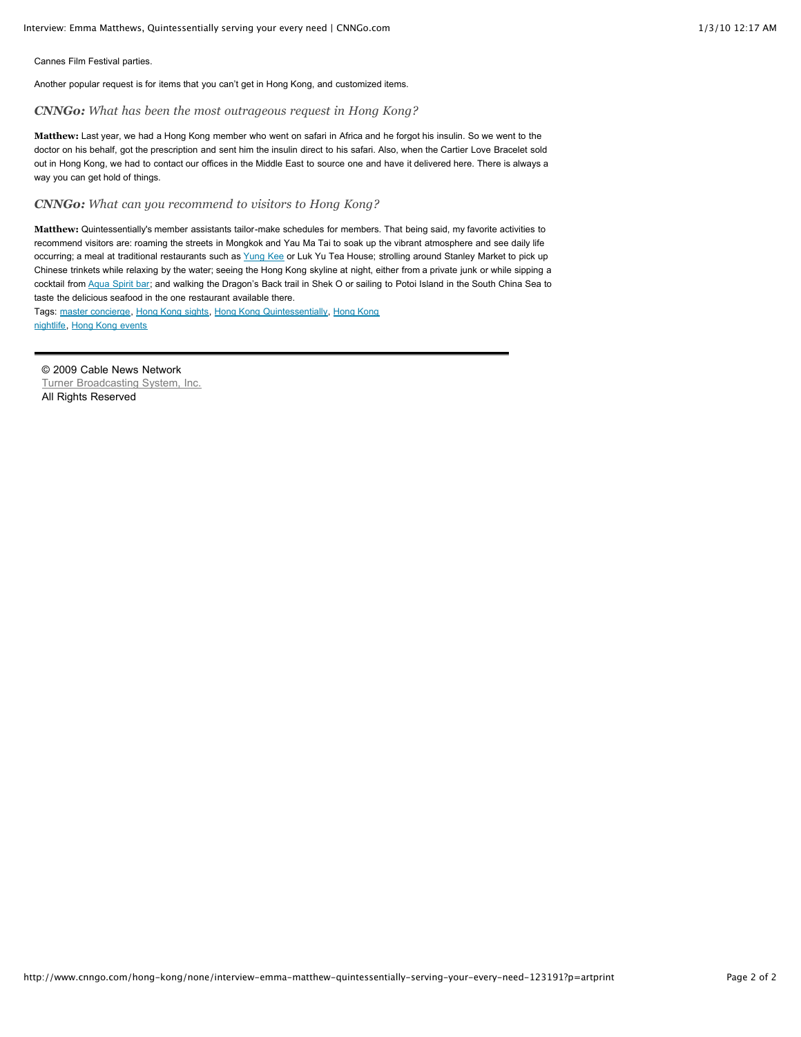Cannes Film Festival parties.

Another popular request is for items that you can't get in Hong Kong, and customized items.

***CNNGo:*** *What has been the most outrageous request in Hong Kong?*

**Matthew:** Last year, we had a Hong Kong member who went on safari in Africa and he forgot his insulin. So we went to the doctor on his behalf, got the prescription and sent him the insulin direct to his safari. Also, when the Cartier Love Bracelet sold out in Hong Kong, we had to contact our offices in the Middle East to source one and have it delivered here. There is always a way you can get hold of things.

***CNNGo:*** *What can you recommend to visitors to Hong Kong?*

**Matthew:** Quintessentially's member assistants tailor-make schedules for members. That being said, my favorite activities to recommend visitors are: roaming the streets in Mongkok and Yau Ma Tai to soak up the vibrant atmosphere and see daily life occurring; a meal at traditional restaurants such as Yung Kee or Luk Yu Tea House; strolling around Stanley Market to pick up Chinese trinkets while relaxing by the water; seeing the Hong Kong skyline at night, either from a private junk or while sipping a cocktail from Aqua Spirit bar; and walking the Dragon's Back trail in Shek O or sailing to Potoi Island in the South China Sea to taste the delicious seafood in the one restaurant available there.

Tags: master concierge, Hong Kong sights, Hong Kong Quintessentially, Hong Kong nightlife, Hong Kong events

---

© 2009 Cable News Network
Turner Broadcasting System, Inc.
All Rights Reserved